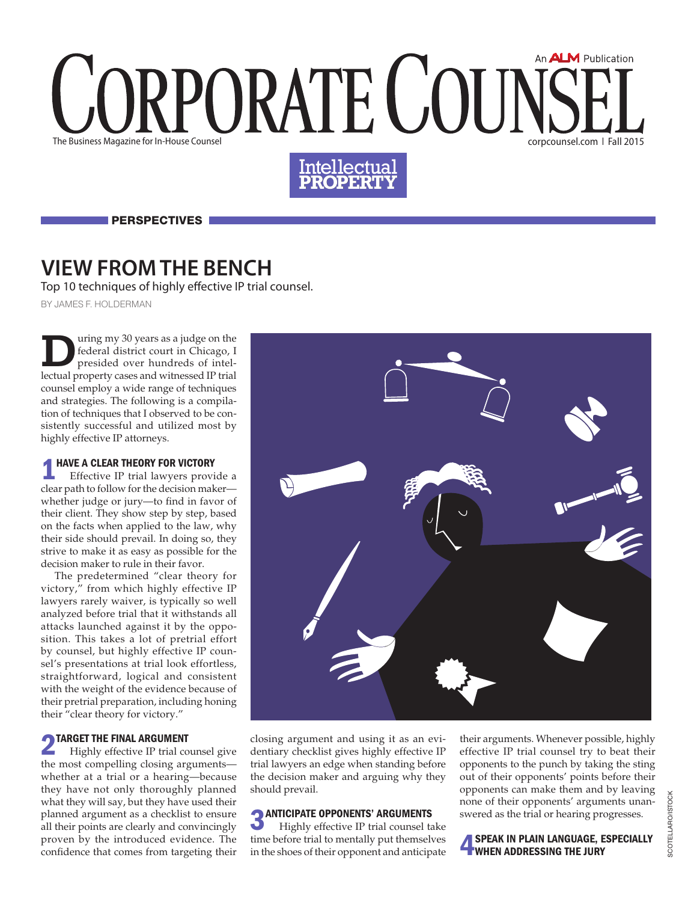# CORPORATE COUNSEL

The Business Magazine for In-House Counsel

An ALM Publication

corpcounsel.com | Fall 2015

**Intellectual PROPERTY**

**PERSPECTIVES**

## VIEW FROM THE BENCH

Top 10 techniques of highly effective IP trial counsel.

BY JAMES F. HOLDERMAN

During my 30 years as a judge on the federal district court in Chicago, I presided over hundreds of intellectual property cases and witnessed IP trial counsel employ a wide range of techniques and strategies. The following is a compilation of techniques that I observed to be consistently successful and utilized most by highly effective IP attorneys.

### 1 HAVE A CLEAR THEORY FOR VICTORY

Effective IP trial lawyers provide a clear path to follow for the decision maker—whether judge or jury—to find in favor of their client. They show step by step, based on the facts when applied to the law, why their side should prevail. In doing so, they strive to make it as easy as possible for the decision maker to rule in their favor.

The predetermined "clear theory for victory," from which highly effective IP lawyers rarely waiver, is typically so well analyzed before trial that it withstands all attacks launched against it by the opposition. This takes a lot of pretrial effort by counsel, but highly effective IP counsel's presentations at trial look effortless, straightforward, logical and consistent with the weight of the evidence because of their pretrial preparation, including honing their "clear theory for victory."

### 2 TARGET THE FINAL ARGUMENT

Highly effective IP trial counsel give the most compelling closing arguments—whether at a trial or a hearing—because they have not only thoroughly planned what they will say, but they have used their planned argument as a checklist to ensure all their points are clearly and convincingly proven by the introduced evidence. The confidence that comes from targeting their closing argument and using it as an evidentiary checklist gives highly effective IP trial lawyers an edge when standing before the decision maker and arguing why they should prevail.

### 3 ANTICIPATE OPPONENTS' ARGUMENTS

Highly effective IP trial counsel take time before trial to mentally put themselves in the shoes of their opponent and anticipate their arguments. Whenever possible, highly effective IP trial counsel try to beat their opponents to the punch by taking the sting out of their opponents' points before their opponents can make them and by leaving none of their opponents' arguments unanswered as the trial or hearing progresses.

### 4 SPEAK IN PLAIN LANGUAGE, ESPECIALLY WHEN ADDRESSING THE JURY

SCOTELLARO/ISTOCK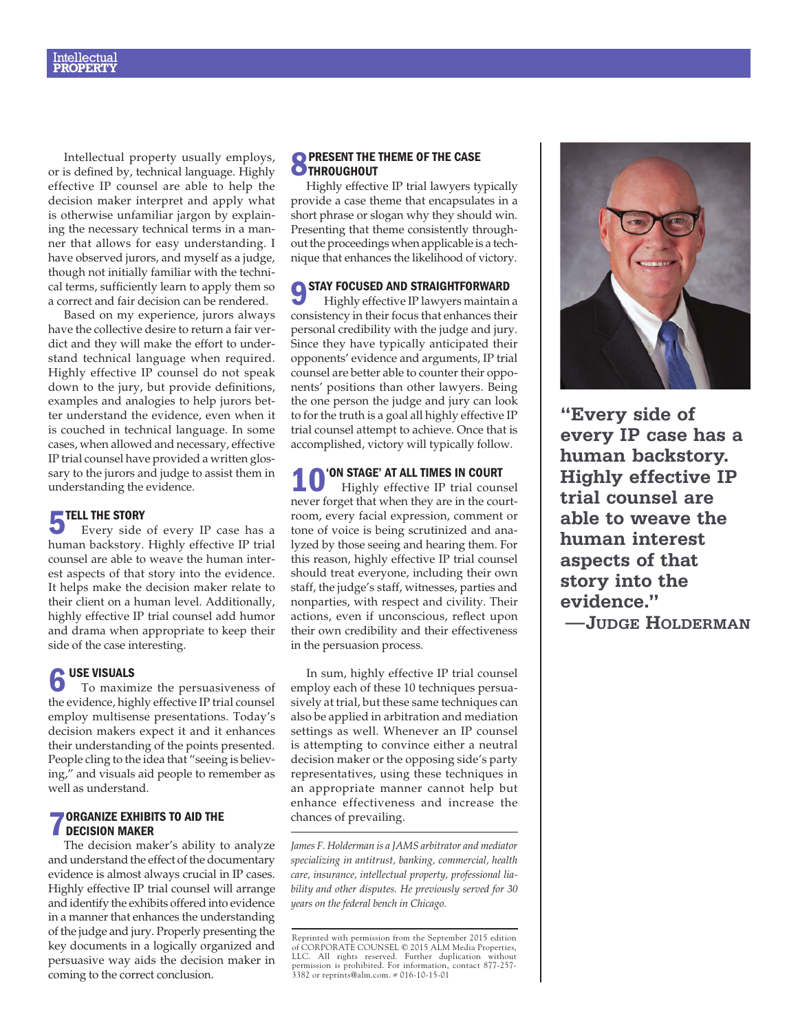Intellectual property usually employs, or is defined by, technical language. Highly effective IP counsel are able to help the decision maker interpret and apply what is otherwise unfamiliar jargon by explaining the necessary technical terms in a manner that allows for easy understanding. I have observed jurors, and myself as a judge, though not initially familiar with the technical terms, sufficiently learn to apply them so a correct and fair decision can be rendered.

Based on my experience, jurors always have the collective desire to return a fair verdict and they will make the effort to understand technical language when required. Highly effective IP counsel do not speak down to the jury, but provide definitions, examples and analogies to help jurors better understand the evidence, even when it is couched in technical language. In some cases, when allowed and necessary, effective IP trial counsel have provided a written glossary to the jurors and judge to assist them in understanding the evidence.

## 5 TELL THE STORY

Every side of every IP case has a human backstory. Highly effective IP trial counsel are able to weave the human interest aspects of that story into the evidence. It helps make the decision maker relate to their client on a human level. Additionally, highly effective IP trial counsel add humor and drama when appropriate to keep their side of the case interesting.

## 6 USE VISUALS

To maximize the persuasiveness of the evidence, highly effective IP trial counsel employ multisense presentations. Today's decision makers expect it and it enhances their understanding of the points presented. People cling to the idea that "seeing is believing," and visuals aid people to remember as well as understand.

## 7 ORGANIZE EXHIBITS TO AID THE DECISION MAKER

The decision maker's ability to analyze and understand the effect of the documentary evidence is almost always crucial in IP cases. Highly effective IP trial counsel will arrange and identify the exhibits offered into evidence in a manner that enhances the understanding of the judge and jury. Properly presenting the key documents in a logically organized and persuasive way aids the decision maker in coming to the correct conclusion.

## 8 PRESENT THE THEME OF THE CASE THROUGHOUT

Highly effective IP trial lawyers typically provide a case theme that encapsulates in a short phrase or slogan why they should win. Presenting that theme consistently throughout the proceedings when applicable is a technique that enhances the likelihood of victory.

## 9 STAY FOCUSED AND STRAIGHTFORWARD

Highly effective IP lawyers maintain a consistency in their focus that enhances their personal credibility with the judge and jury. Since they have typically anticipated their opponents' evidence and arguments, IP trial counsel are better able to counter their opponents' positions than other lawyers. Being the one person the judge and jury can look to for the truth is a goal all highly effective IP trial counsel attempt to achieve. Once that is accomplished, victory will typically follow.

## 10 'ON STAGE' AT ALL TIMES IN COURT

Highly effective IP trial counsel never forget that when they are in the courtroom, every facial expression, comment or tone of voice is being scrutinized and analyzed by those seeing and hearing them. For this reason, highly effective IP trial counsel should treat everyone, including their own staff, the judge's staff, witnesses, parties and nonparties, with respect and civility. Their actions, even if unconscious, reflect upon their own credibility and their effectiveness in the persuasion process.

In sum, highly effective IP trial counsel employ each of these 10 techniques persuasively at trial, but these same techniques can also be applied in arbitration and mediation settings as well. Whenever an IP counsel is attempting to convince either a neutral decision maker or the opposing side's party representatives, using these techniques in an appropriate manner cannot help but enhance effectiveness and increase the chances of prevailing.

*James F. Holderman is a JAMS arbitrator and mediator specializing in antitrust, banking, commercial, health care, insurance, intellectual property, professional liability and other disputes. He previously served for 30 years on the federal bench in Chicago.*

**"Every side of every IP case has a human backstory. Highly effective IP trial counsel are able to weave the human interest aspects of that story into the evidence."**
**—Judge Holderman**

Reprinted with permission from the September 2015 edition of CORPORATE COUNSEL © 2015 ALM Media Properties, LLC. All rights reserved. Further duplication without permission is prohibited. For information, contact 877-257-3382 or reprints@alm.com. # 016-10-15-01